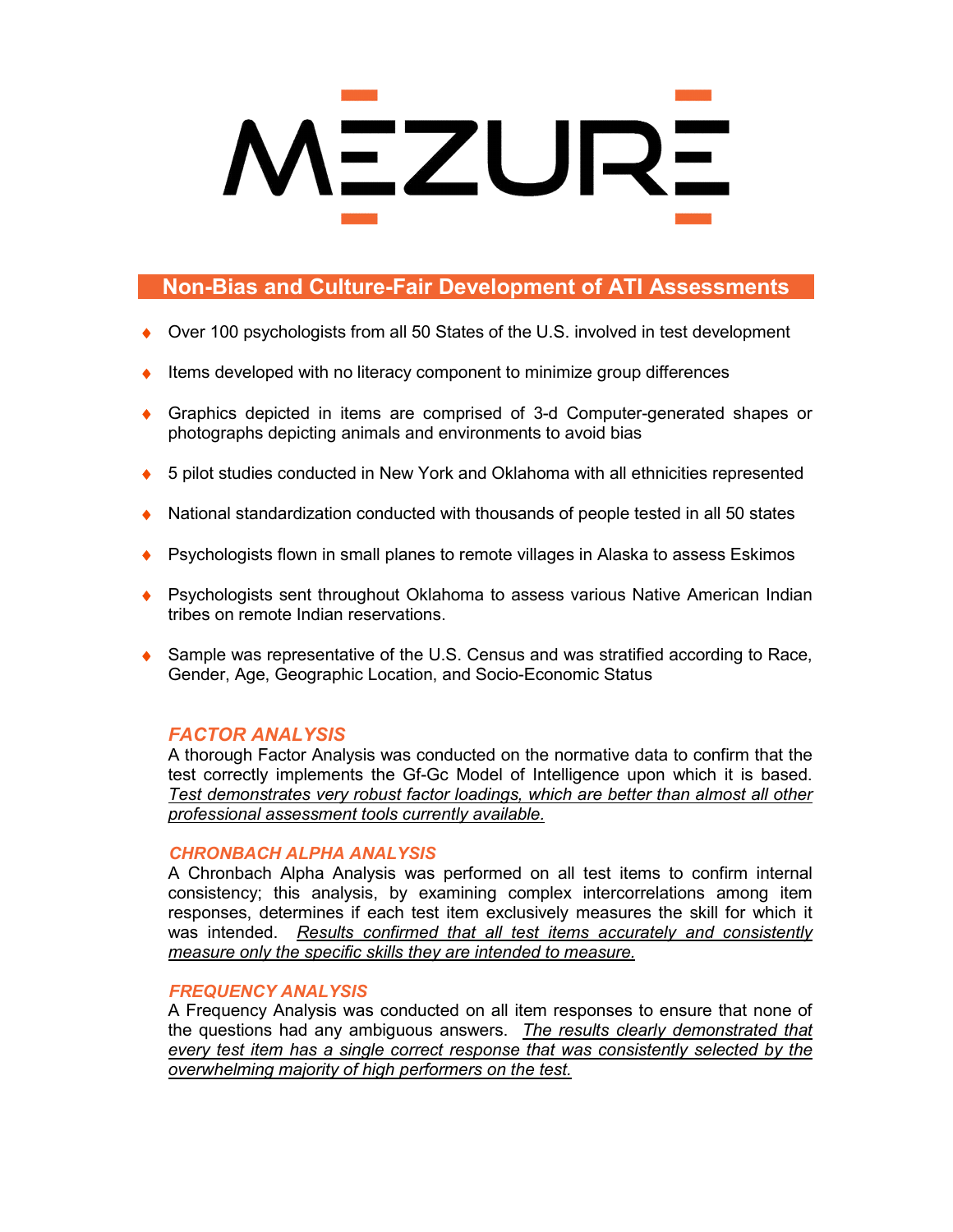# MEZURE

## Non-Bias and Culture-Fair Development of ATI Assessments

- Over 100 psychologists from all 50 States of the U.S. involved in test development
- Items developed with no literacy component to minimize group differences
- Graphics depicted in items are comprised of 3-d Computer-generated shapes or photographs depicting animals and environments to avoid bias
- 5 pilot studies conducted in New York and Oklahoma with all ethnicities represented
- National standardization conducted with thousands of people tested in all 50 states
- Psychologists flown in small planes to remote villages in Alaska to assess Eskimos
- Psychologists sent throughout Oklahoma to assess various Native American Indian tribes on remote Indian reservations.
- Sample was representative of the U.S. Census and was stratified according to Race, Gender, Age, Geographic Location, and Socio-Economic Status

### *FACTOR ANALYSIS*

A thorough Factor Analysis was conducted on the normative data to confirm that the test correctly implements the Gf-Gc Model of Intelligence upon which it is based. *Test demonstrates very robust factor loadings, which are better than almost all other professional assessment tools currently available.*

### *CHRONBACH ALPHA ANALYSIS*

A Chronbach Alpha Analysis was performed on all test items to confirm internal consistency; this analysis, by examining complex intercorrelations among item responses, determines if each test item exclusively measures the skill for which it was intended. *Results confirmed that all test items accurately and consistently measure only the specific skills they are intended to measure.*

### *FREQUENCY ANALYSIS*

A Frequency Analysis was conducted on all item responses to ensure that none of the questions had any ambiguous answers. *The results clearly demonstrated that every test item has a single correct response that was consistently selected by the overwhelming majority of high performers on the test.*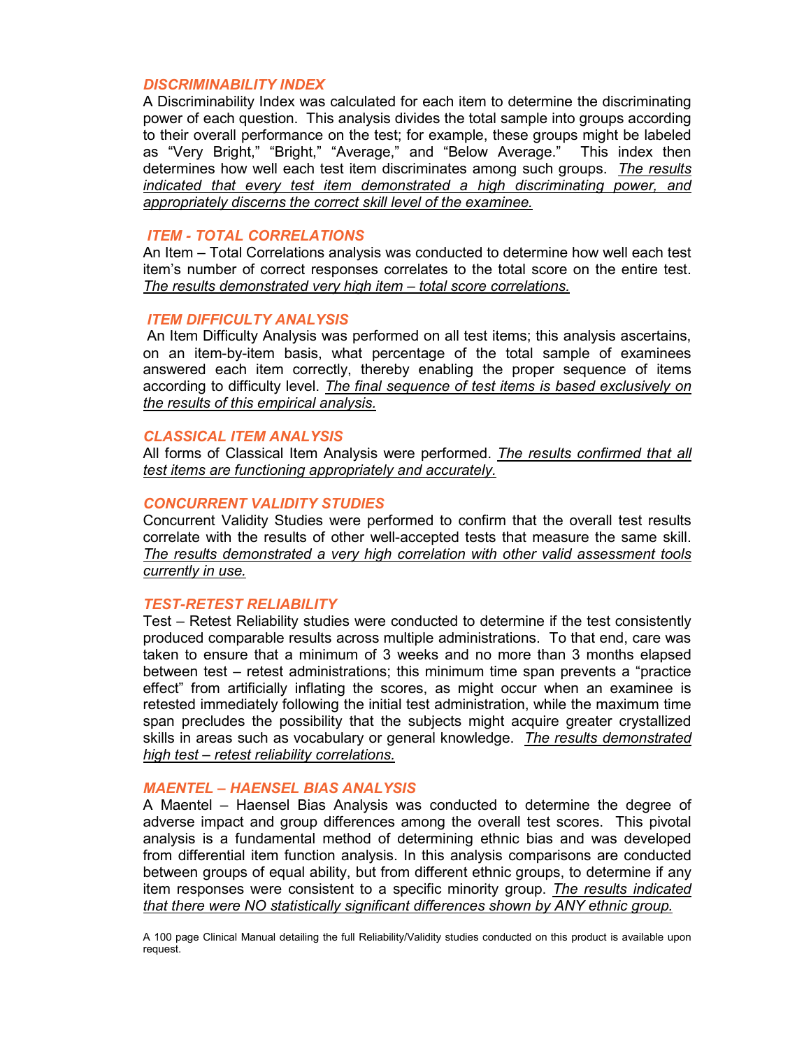### *DISCRIMINABILITY INDEX*

A Discriminability Index was calculated for each item to determine the discriminating power of each question. This analysis divides the total sample into groups according to their overall performance on the test; for example, these groups might be labeled as "Very Bright," "Bright," "Average," and "Below Average." This index then determines how well each test item discriminates among such groups. *The results indicated that every test item demonstrated a high discriminating power, and appropriately discerns the correct skill level of the examinee.*

### *ITEM - TOTAL CORRELATIONS*

An Item – Total Correlations analysis was conducted to determine how well each test item's number of correct responses correlates to the total score on the entire test. *The results demonstrated very high item – total score correlations.*

### *ITEM DIFFICULTY ANALYSIS*

An Item Difficulty Analysis was performed on all test items; this analysis ascertains, on an item-by-item basis, what percentage of the total sample of examinees answered each item correctly, thereby enabling the proper sequence of items according to difficulty level. *The final sequence of test items is based exclusively on the results of this empirical analysis.*

### *CLASSICAL ITEM ANALYSIS*

All forms of Classical Item Analysis were performed. *The results confirmed that all test items are functioning appropriately and accurately.*

### *CONCURRENT VALIDITY STUDIES*

Concurrent Validity Studies were performed to confirm that the overall test results correlate with the results of other well-accepted tests that measure the same skill. *The results demonstrated a very high correlation with other valid assessment tools currently in use.*

### *TEST-RETEST RELIABILITY*

Test – Retest Reliability studies were conducted to determine if the test consistently produced comparable results across multiple administrations. To that end, care was taken to ensure that a minimum of 3 weeks and no more than 3 months elapsed between test – retest administrations; this minimum time span prevents a "practice effect" from artificially inflating the scores, as might occur when an examinee is retested immediately following the initial test administration, while the maximum time span precludes the possibility that the subjects might acquire greater crystallized skills in areas such as vocabulary or general knowledge. *The results demonstrated high test – retest reliability correlations.*

### *MAENTEL – HAENSEL BIAS ANALYSIS*

A Maentel – Haensel Bias Analysis was conducted to determine the degree of adverse impact and group differences among the overall test scores. This pivotal analysis is a fundamental method of determining ethnic bias and was developed from differential item function analysis. In this analysis comparisons are conducted between groups of equal ability, but from different ethnic groups, to determine if any item responses were consistent to a specific minority group. *The results indicated that there were NO statistically significant differences shown by ANY ethnic group.*

A 100 page Clinical Manual detailing the full Reliability/Validity studies conducted on this product is available upon request.